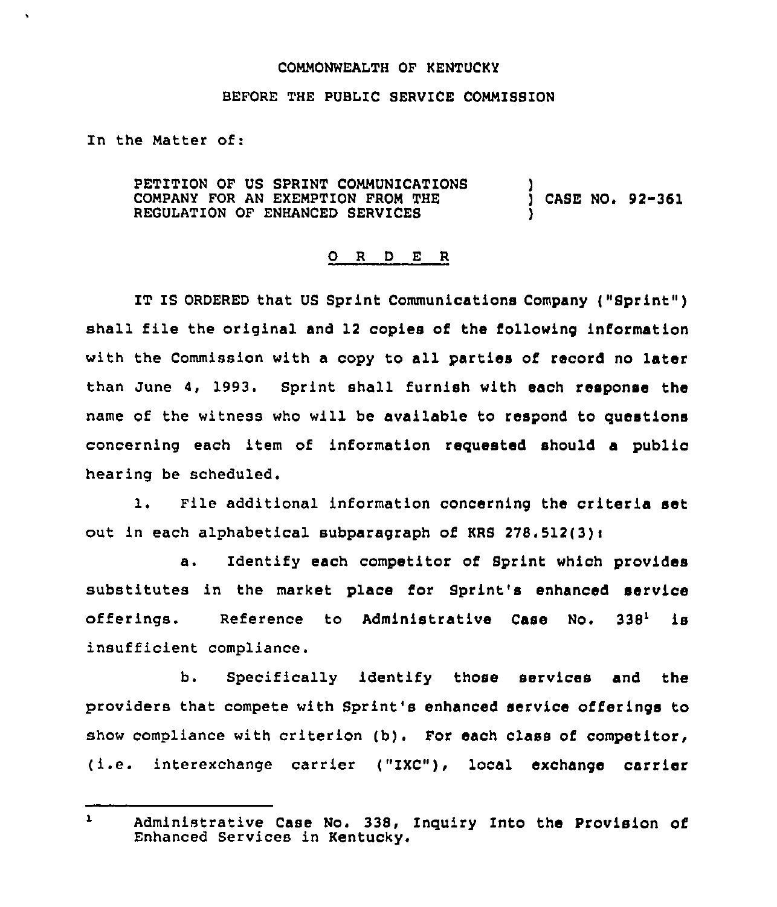COMMONWEALTH OF KENTUCKY

BEFORE THE PUBLIC SERVICE COMMISSION

In the Matter of:

PETITION OF US SPRINT COMMUNICATIONS COMPANY FOR AN EXEMPTION FROM THE REGULATION OF ENHANCED SERVICES ) CASE NO. 92-361

O R D E R

IT IS ORDERED that US Sprint Communications Company ("Sprint") shall file the original and 12 copies of the following information with the Commission with a copy to all parties of record no later than June 4, 1993. Sprint shall furnish with each response the name of the witness who will be available to respond to questions concerning each item of information requested should a public hearing be scheduled.

1. File additional information concerning the criteria set out in each alphabetical subparagraph of KRS 278.512(3):

a. Identify each competitor of Sprint which provides substitutes in the market place for Sprint's enhanced service offerings. Reference to Administrative Case No. 338[1] is insufficient compliance.

b. Specifically identify those services and the providers that compete with Sprint's enhanced service offerings to show compliance with criterion (b). For each class of competitor, (i.e. interexchange carrier ("IXC"), local exchange carrier

[1] Administrative Case No. 338, Inquiry Into the Provision of Enhanced Services in Kentucky.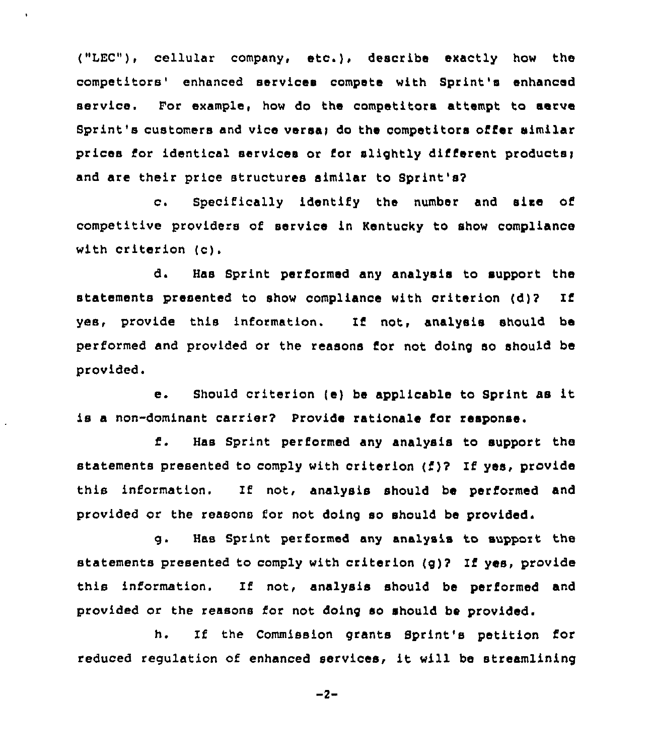("LEC"), cellular company, etc.), describe exactly how the competitors' enhanced services compete with Sprint's enhanced service. For example, how do the competitors attempt to serve Sprint's customers and vice versa; do the competitors offer similar prices for identical services or for slightly different products; and are their price structures similar to Sprint's?

c. Specifically identify the number and size of competitive providers of service in Kentucky to show compliance with criterion (c).

d. Has Sprint performed any analysis to support the statements presented to show compliance with criterion (d)? If yes, provide this information. If not, analysis should be performed and provided or the reasons for not doing so should be provided.

e. Should criterion (e) be applicable to Sprint as it is a non-dominant carrier? Provide rationale for response.

f. Has Sprint performed any analysis to support the statements presented to comply with criterion (f)? If yes, provide this information. If not, analysis should be performed and provided or the reasons for not doing so should be provided.

g. Has Sprint performed any analysis to support the statements presented to comply with criterion (g)? If yes, provide this information. If not, analysis should be performed and provided or the reasons for not doing so should be provided.

h. If the Commission grants Sprint's petition for reduced regulation of enhanced services, it will be streamlining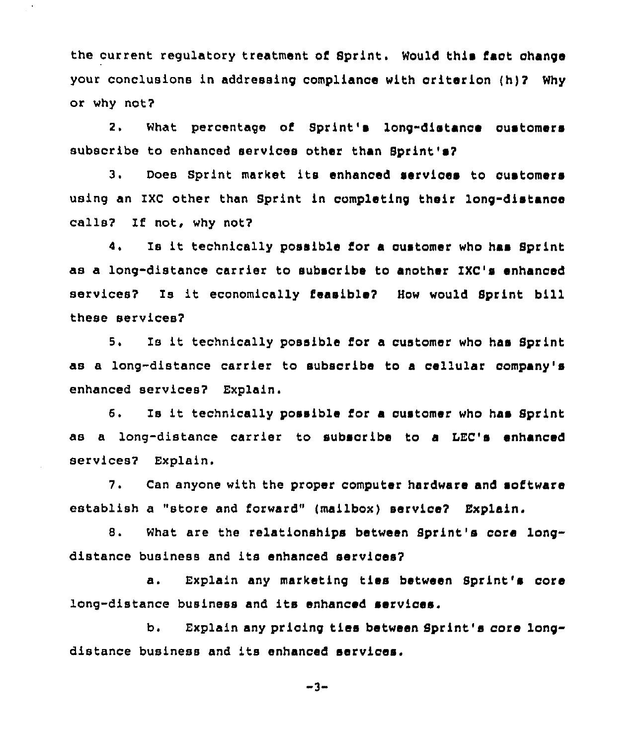the current regulatory treatment of Sprint. Would this fact change your conclusions in addressing compliance with criterion (h)? Why or why not?

2. What percentage of Sprint's long-distance customers subscribe to enhanced services other than Sprint's?

3. Does Sprint market its enhanced services to customers using an IXC other than Sprint in completing their long-distance calls? If not, why not?

4. Is it technically possible for a customer who has Sprint as a long-distance carrier to subscribe to another IXC's enhanced services? Is it economically feasible? How would Sprint bill these services?

5. Is it technically possible for a customer who has Sprint as a long-distance carrier to subscribe to a cellular company's enhanced services? Explain.

6. Is it technically possible for a customer who has Sprint as a long-distance carrier to subscribe to a LEC's enhanced services? Explain.

7. Can anyone with the proper computer hardware and software establish a "store and forward" (mailbox) service? Explain.

8. What are the relationships between Sprint's core long-distance business and its enhanced services?

a. Explain any marketing ties between Sprint's core long-distance business and its enhanced services.

b. Explain any pricing ties between Sprint's core long-distance business and its enhanced services.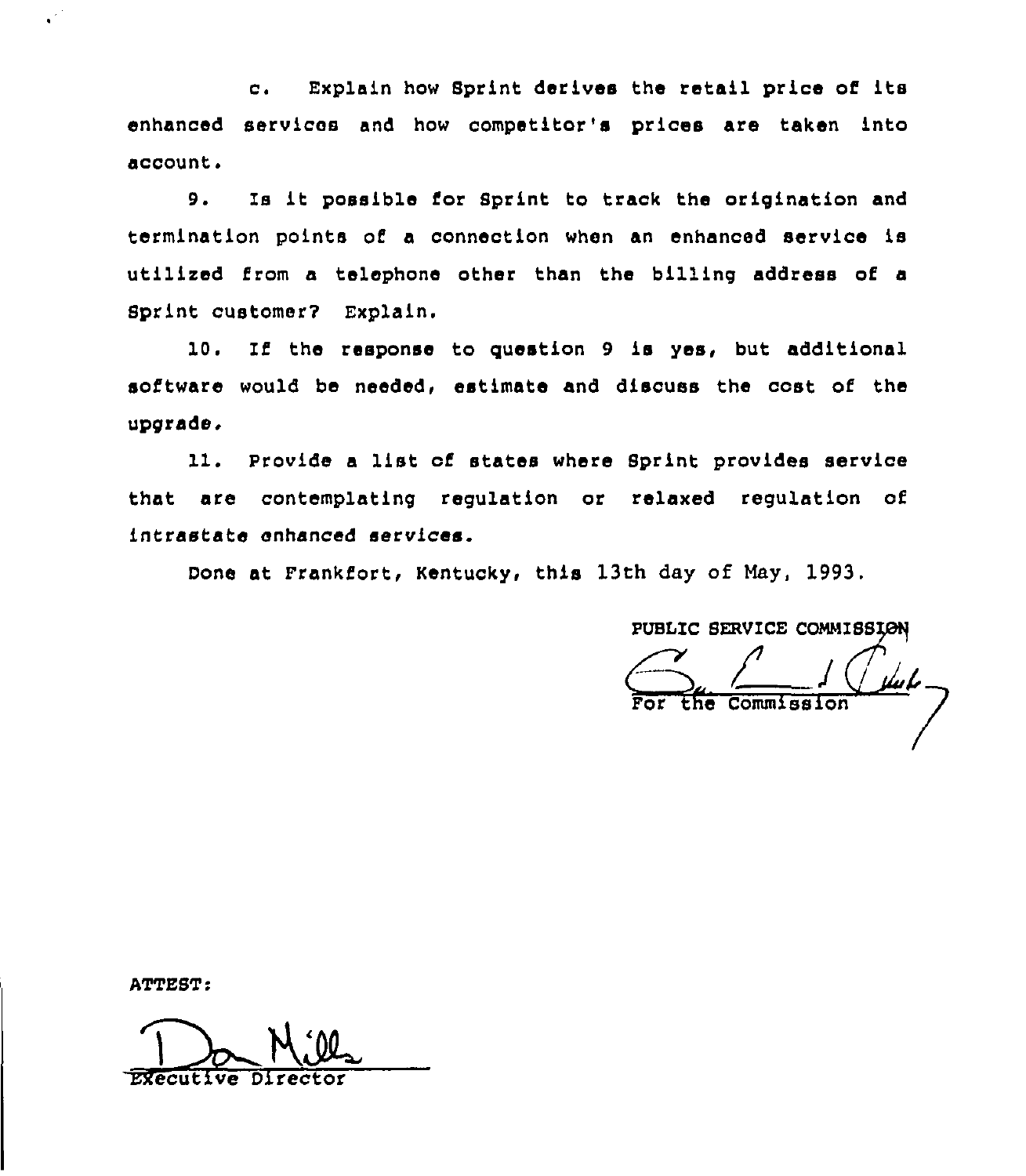c. Explain how Sprint derives the retail price of its enhanced services and how competitor's prices are taken into account.

9. Is it possible for Sprint to track the origination and termination points of a connection when an enhanced service is utilized from a telephone other than the billing address of a Sprint customer? Explain.

10. If the response to question 9 is yes, but additional software would be needed, estimate and discuss the cost of the upgrade.

11. Provide a list of states where Sprint provides service that are contemplating regulation or relaxed regulation of intrastate enhanced services.

Done at Frankfort, Kentucky, this 13th day of May, 1993.

PUBLIC SERVICE COMMISSION

For the Commission

ATTEST:

Executive Director